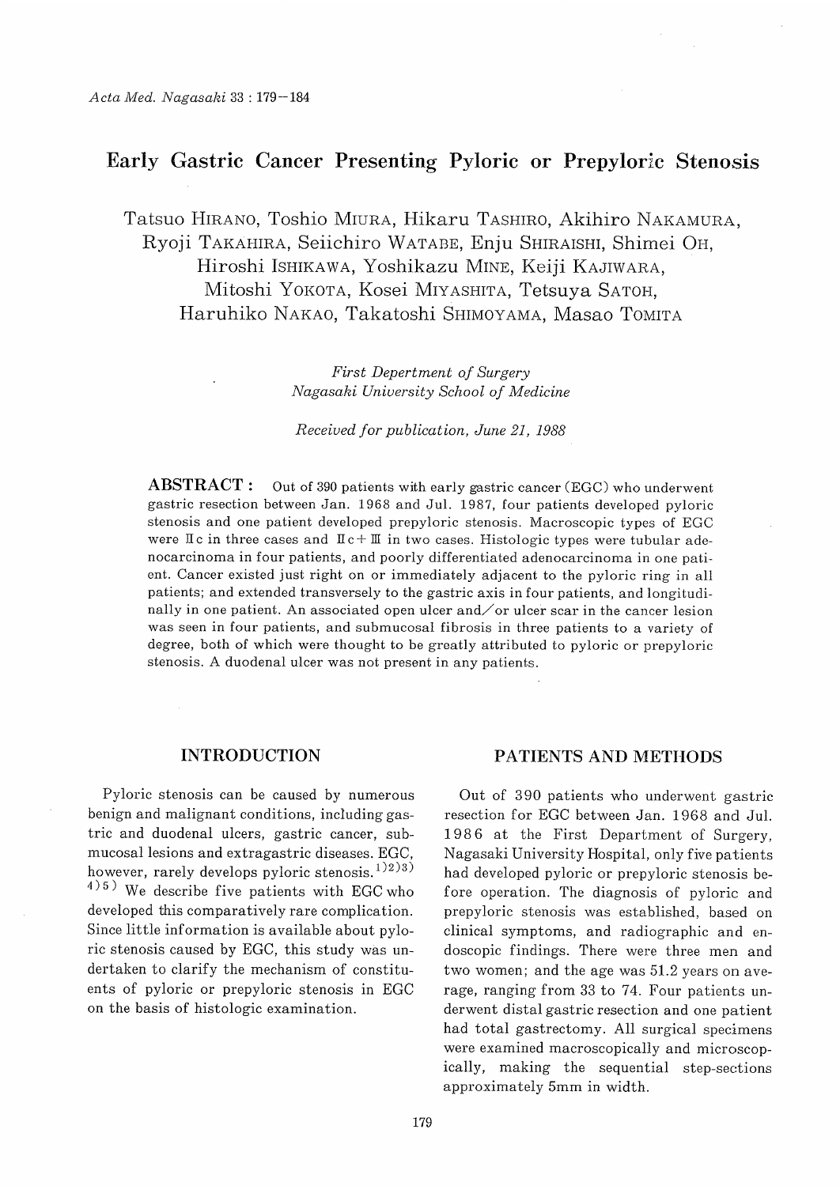# Early Gastric Cancer Presenting Pyloric or Prepyloric Stenosis

Tatsuo HIRANO, Toshio MIURA, Hikaru TASHIRO, Akihiro NAKAMURA, Ryoji TAKAHIRA, Seiichiro WATABE, Enju SHIRAISHI, Shimei OH, Hiroshi ISHIKAWA, Yoshikazu MINE, Keiji KAJIWARA, Mitoshi YOKOTA, Kosei MIYASHITA, Tetsuya SATOH, Haruhiko NAKAO, Takatoshi SHIMOYAMA, Masao TOMITA

*First Depertment of Surgery*
*Nagasaki University School of Medicine*

*Received for publication, June 21, 1988*

**ABSTRACT :** Out of 390 patients with early gastric cancer (EGC) who underwent gastric resection between Jan. 1968 and Jul. 1987, four patients developed pyloric stenosis and one patient developed prepyloric stenosis. Macroscopic types of EGC were IIc in three cases and IIc + III in two cases. Histologic types were tubular adenocarcinoma in four patients, and poorly differentiated adenocarcinoma in one patient. Cancer existed just right on or immediately adjacent to the pyloric ring in all patients; and extended transversely to the gastric axis in four patients, and longitudinally in one patient. An associated open ulcer and/or ulcer scar in the cancer lesion was seen in four patients, and submucosal fibrosis in three patients to a variety of degree, both of which were thought to be greatly attributed to pyloric or prepyloric stenosis. A duodenal ulcer was not present in any patients.

## INTRODUCTION

Pyloric stenosis can be caused by numerous benign and malignant conditions, including gastric and duodenal ulcers, gastric cancer, submucosal lesions and extragastric diseases. EGC, however, rarely develops pyloric stenosis.[1)2)3)4)5)] We describe five patients with EGC who developed this comparatively rare complication. Since little information is available about pyloric stenosis caused by EGC, this study was undertaken to clarify the mechanism of constituents of pyloric or prepyloric stenosis in EGC on the basis of histologic examination.

## PATIENTS AND METHODS

Out of 390 patients who underwent gastric resection for EGC between Jan. 1968 and Jul. 1986 at the First Department of Surgery, Nagasaki University Hospital, only five patients had developed pyloric or prepyloric stenosis before operation. The diagnosis of pyloric and prepyloric stenosis was established, based on clinical symptoms, and radiographic and endoscopic findings. There were three men and two women; and the age was 51.2 years on average, ranging from 33 to 74. Four patients underwent distal gastric resection and one patient had total gastrectomy. All surgical specimens were examined macroscopically and microscopically, making the sequential step-sections approximately 5mm in width.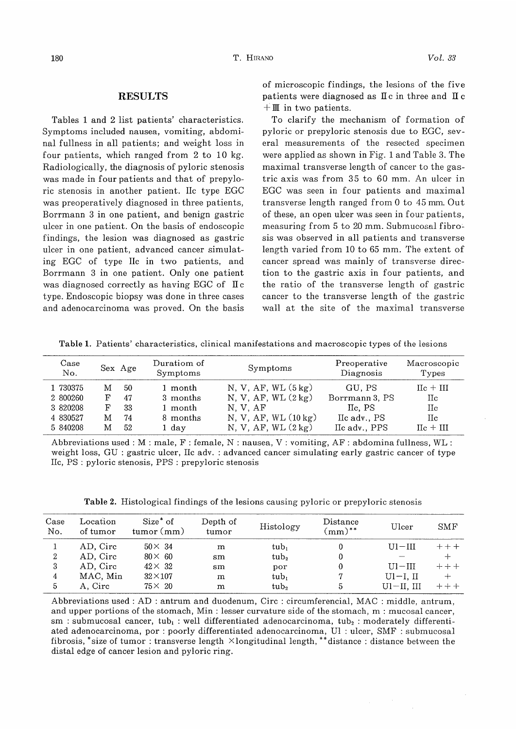## RESULTS

Tables 1 and 2 list patients' characteristics. Symptoms included nausea, vomiting, abdominal fullness in all patients; and weight loss in four patients, which ranged from 2 to 10 kg. Radiologically, the diagnosis of pyloric stenosis was made in four patients and that of prepyloric stenosis in another patient. IIc type EGC was preoperatively diagnosed in three patients, Borrmann 3 in one patient, and benign gastric ulcer in one patient. On the basis of endoscopic findings, the lesion was diagnosed as gastric ulcer in one patient, advanced cancer simulating EGC of type IIc in two patients, and Borrmann 3 in one patient. Only one patient was diagnosed correctly as having EGC of IIc type. Endoscopic biopsy was done in three cases and adenocarcinoma was proved. On the basis of microscopic findings, the lesions of the five patients were diagnosed as IIc in three and IIc + III in two patients.

To clarify the mechanism of formation of pyloric or prepyloric stenosis due to EGC, several measurements of the resected specimen were applied as shown in Fig. 1 and Table 3. The maximal transverse length of cancer to the gastric axis was from 35 to 60 mm. An ulcer in EGC was seen in four patients and maximal transverse length ranged from 0 to 45 mm. Out of these, an open ulcer was seen in four patients, measuring from 5 to 20 mm. Submucosal fibrosis was observed in all patients and transverse length varied from 10 to 65 mm. The extent of cancer spread was mainly of transverse direction to the gastric axis in four patients, and the ratio of the transverse length of gastric cancer to the transverse length of the gastric wall at the site of the maximal transverse

**Table 1.** Patients' characteristics, clinical manifestations and macroscopic types of the lesions

| Case No. | Sex | Age | Duratiom of Symptoms | Symptoms | Preoperative Diagnosis | Macroscopic Types |
|---|---|---|---|---|---|---|
| 1 730375 | M | 50 | 1 month | N, V, AF, WL (5 kg) | GU, PS | IIc + III |
| 2 800260 | F | 47 | 3 months | N, V, AF, WL (2 kg) | Borrmann 3, PS | IIc |
| 3 820208 | F | 33 | 1 month | N, V, AF | IIc, PS | IIc |
| 4 830527 | M | 74 | 8 months | N, V, AF, WL (10 kg) | IIc adv., PS | IIc |
| 5 840208 | M | 52 | 1 day | N, V, AF, WL (2 kg) | IIc adv., PPS | IIc + III |

Abbreviations used : M : male, F : female, N : nausea, V : vomiting, AF : abdomina fullness, WL : weight loss, GU : gastric ulcer, IIc adv. : advanced cancer simulating early gastric cancer of type IIc, PS : pyloric stenosis, PPS : prepyloric stenosis

**Table 2.** Histological findings of the lesions causing pyloric or prepyloric stenosis

| Case No. | Location of tumor | Size* of tumor (mm) | Depth of tumor | Histology | Distance (mm)** | Ulcer | SMF |
|---|---|---|---|---|---|---|---|
| 1 | AD, Circ | 50× 34 | m | $tub_1$ | 0 | Ul−III | +++ |
| 2 | AD, Circ | 80× 60 | sm | $tub_2$ | 0 | − | + |
| 3 | AD, Circ | 42× 32 | sm | por | 0 | Ul−III | +++ |
| 4 | MAC, Min | 32×107 | m | $tub_1$ | 7 | Ul−I, II | + |
| 5 | A, Circ | 75× 20 | m | $tub_2$ | 5 | Ul−II, III | +++ |

Abbreviations used : AD : antrum and duodenum, Circ : circumferencial, MAC : middle, antrum, and upper portions of the stomach, Min : lesser curvature side of the stomach, m : mucosal cancer, sm : submucosal cancer, $tub_1$ : well differentiated adenocarcinoma, $tub_2$ : moderately differentiated adenocarcinoma, por : poorly differentiated adenocarcinoma, Ul : ulcer, SMF : submucosal fibrosis, *size of tumor : transverse length ×longitudinal length, **distance : distance between the distal edge of cancer lesion and pyloric ring.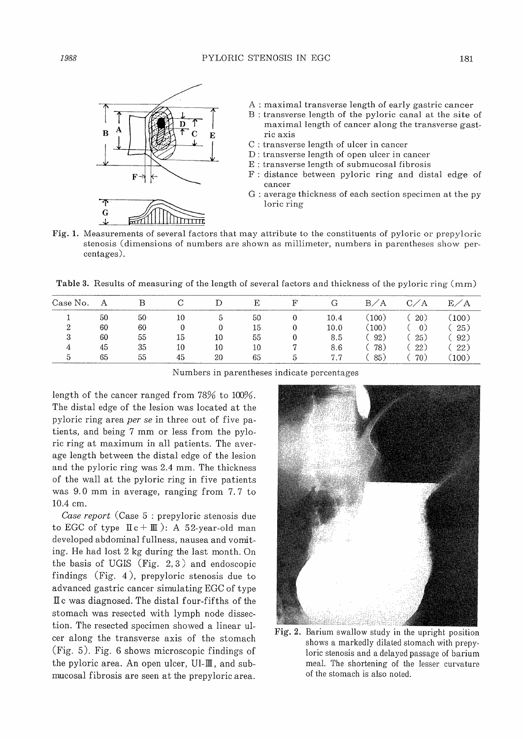A : maximal transverse length of early gastric cancer
B : transverse length of the pyloric canal at the site of maximal length of cancer along the transverse gastric axis
C : transverse length of ulcer in cancer
D : transverse length of open ulcer in cancer
E : transverse length of submucosal fibrosis
F : distance between pyloric ring and distal edge of cancer
G : average thickness of each section specimen at the pyloric ring

Fig. 1. Measurements of several factors that may attribute to the constituents of pyloric or prepyloric stenosis (dimensions of numbers are shown as millimeter, numbers in parentheses show percentages).

Table 3. Results of measuring of the length of several factors and thickness of the pyloric ring (mm)

| Case No. | A | B | C | D | E | F | G | B/A | C/A | E/A |
|---|---|---|---|---|---|---|---|---|---|---|
| 1 | 50 | 50 | 10 | 5 | 50 | 0 | 10.4 | (100) | ( 20) | (100) |
| 2 | 60 | 60 | 0 | 0 | 15 | 0 | 10.0 | (100) | ( 0) | ( 25) |
| 3 | 60 | 55 | 15 | 10 | 55 | 0 | 8.5 | ( 92) | ( 25) | ( 92) |
| 4 | 45 | 35 | 10 | 10 | 10 | 7 | 8.6 | ( 78) | ( 22) | ( 22) |
| 5 | 65 | 55 | 45 | 20 | 65 | 5 | 7.7 | ( 85) | ( 70) | (100) |

Numbers in parentheses indicate percentages

length of the cancer ranged from 78% to 100%. The distal edge of the lesion was located at the pyloric ring area *per se* in three out of five patients, and being 7 mm or less from the pyloric ring at maximum in all patients. The average length between the distal edge of the lesion and the pyloric ring was 2.4 mm. The thickness of the wall at the pyloric ring in five patients was 9.0 mm in average, ranging from 7.7 to 10.4 cm.

*Case report* (Case 5 : prepyloric stenosis due to EGC of type IIc + III): A 52-year-old man developed abdominal fullness, nausea and vomiting. He had lost 2 kg during the last month. On the basis of UGIS (Fig. 2, 3) and endoscopic findings (Fig. 4), prepyloric stenosis due to advanced gastric cancer simulating EGC of type IIc was diagnosed. The distal four-fifths of the stomach was resected with lymph node dissection. The resected specimen showed a linear ulcer along the transverse axis of the stomach (Fig. 5). Fig. 6 shows microscopic findings of the pyloric area. An open ulcer, Ul-III, and submucosal fibrosis are seen at the prepyloric area.

Fig. 2. Barium swallow study in the upright position shows a markedly dilated stomach with prepyloric stenosis and a delayed passage of barium meal. The shortening of the lesser curvature of the stomach is also noted.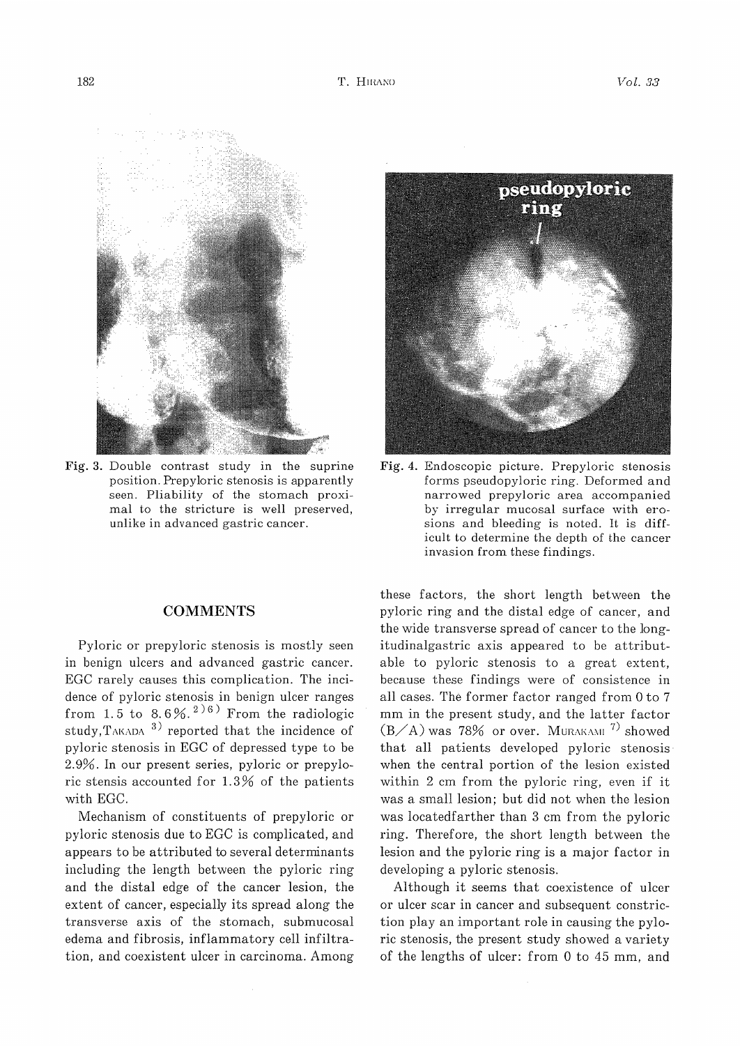Fig. 3. Double contrast study in the suprine position. Prepyloric stenosis is apparently seen. Pliability of the stomach proximal to the stricture is well preserved, unlike in advanced gastric cancer.

Fig. 4. Endoscopic picture. Prepyloric stenosis forms pseudopyloric ring. Deformed and narrowed prepyloric area accompanied by irregular mucosal surface with erosions and bleeding is noted. It is difficult to determine the depth of the cancer invasion from these findings.

## COMMENTS

Pyloric or prepyloric stenosis is mostly seen in benign ulcers and advanced gastric cancer. EGC rarely causes this complication. The incidence of pyloric stenosis in benign ulcer ranges from 1.5 to 8.6%.[2)6)] From the radiologic study, TAKADA [3)] reported that the incidence of pyloric stenosis in EGC of depressed type to be 2.9%. In our present series, pyloric or prepyloric stensis accounted for 1.3% of the patients with EGC.

Mechanism of constituents of prepyloric or pyloric stenosis due to EGC is complicated, and appears to be attributed to several determinants including the length between the pyloric ring and the distal edge of the cancer lesion, the extent of cancer, especially its spread along the transverse axis of the stomach, submucosal edema and fibrosis, inflammatory cell infiltration, and coexistent ulcer in carcinoma. Among these factors, the short length between the pyloric ring and the distal edge of cancer, and the wide transverse spread of cancer to the longitudinalgastric axis appeared to be attributable to pyloric stenosis to a great extent, because these findings were of consistence in all cases. The former factor ranged from 0 to 7 mm in the present study, and the latter factor (B/A) was 78% or over. MURAKAMI [7)] showed that all patients developed pyloric stenosis when the central portion of the lesion existed within 2 cm from the pyloric ring, even if it was a small lesion; but did not when the lesion was locatedfarther than 3 cm from the pyloric ring. Therefore, the short length between the lesion and the pyloric ring is a major factor in developing a pyloric stenosis.

Although it seems that coexistence of ulcer or ulcer scar in cancer and subsequent constriction play an important role in causing the pyloric stenosis, the present study showed a variety of the lengths of ulcer: from 0 to 45 mm, and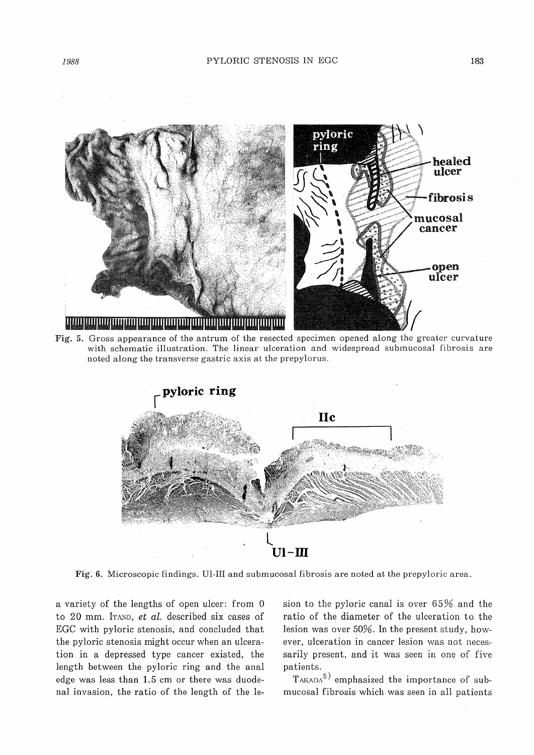Fig. 5. Gross appearance of the antrum of the resected specimen opened along the greater curvature with schematic illustration. The linear ulceration and widespread submucosal fibrosis are noted along the transverse gastric axis at the prepylorus.

Fig. 6. Microscopic findings. Ul-III and submucosal fibrosis are noted at the prepyloric area.

a variety of the lengths of open ulcer: from 0 to 20 mm. ITANO, *et al.* described six cases of EGC with pyloric stenosis, and concluded that the pyloric stenosis might occur when an ulceration in a depressed type cancer existed, the length between the pyloric ring and the anal edge was less than 1.5 cm or there was duodenal invasion, the ratio of the length of the lesion to the pyloric canal is over 65% and the ratio of the diameter of the ulceration to the lesion was over 50%. In the present study, however, ulceration in cancer lesion was not necessarily present, and it was seen in one of five patients.

TAKADA[5] emphasized the importance of submucosal fibrosis which was seen in all patients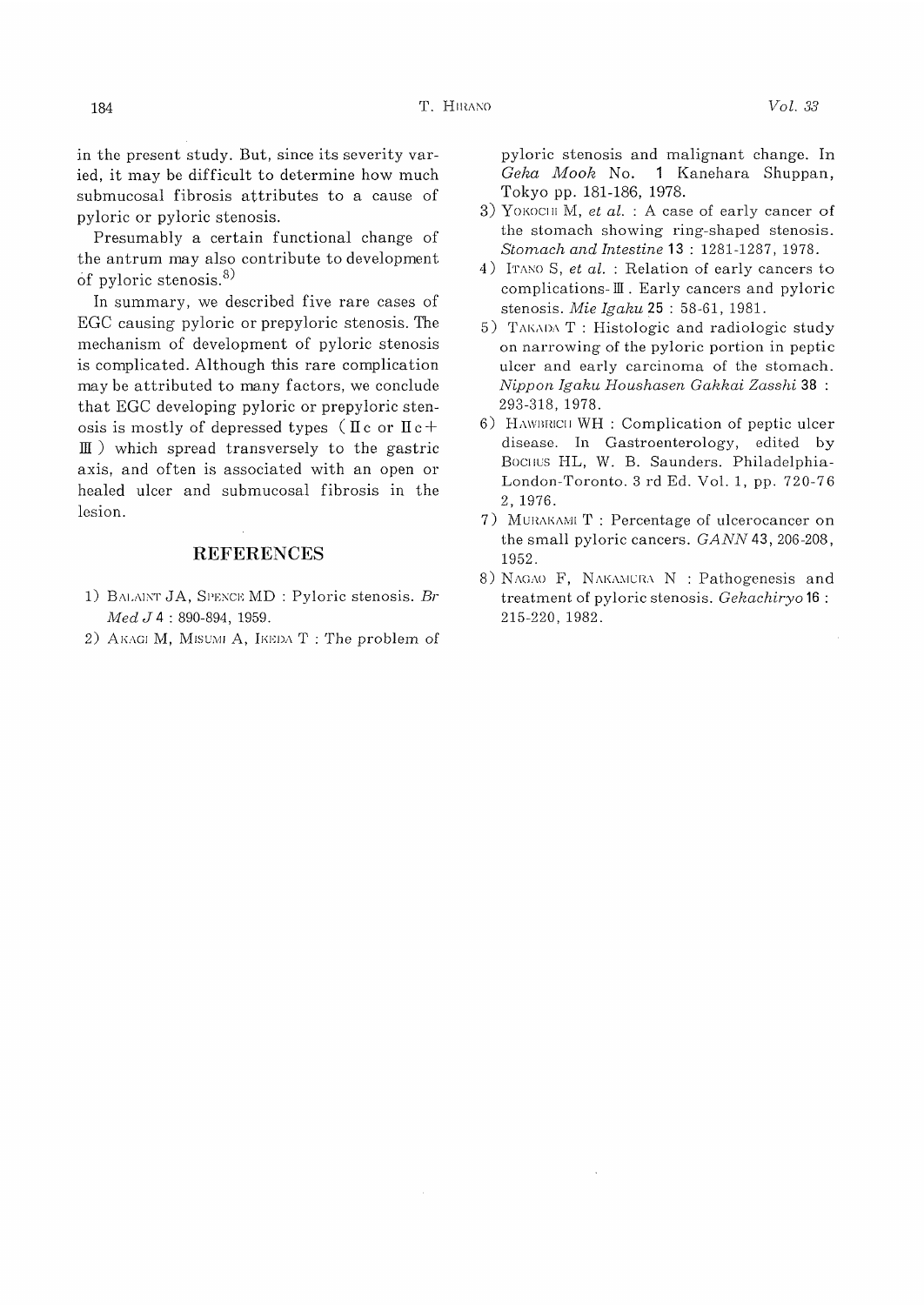in the present study. But, since its severity varied, it may be difficult to determine how much submucosal fibrosis attributes to a cause of pyloric or pyloric stenosis.

Presumably a certain functional change of the antrum may also contribute to development of pyloric stenosis.[8)]

In summary, we described five rare cases of EGC causing pyloric or prepyloric stenosis. The mechanism of development of pyloric stenosis is complicated. Although this rare complication may be attributed to many factors, we conclude that EGC developing pyloric or prepyloric stenosis is mostly of depressed types (Ⅱc or Ⅱc+Ⅲ) which spread transversely to the gastric axis, and often is associated with an open or healed ulcer and submucosal fibrosis in the lesion.

## REFERENCES

1) BALAINT JA, SPENCE MD : Pyloric stenosis. *Br Med J* 4 : 890-894, 1959.
2) AKAGI M, MISUMI A, IKEDA T : The problem of pyloric stenosis and malignant change. In *Geka Mook* No. 1 Kanehara Shuppan, Tokyo pp. 181-186, 1978.
3) YOKOCHI M, *et al.* : A case of early cancer of the stomach showing ring-shaped stenosis. *Stomach and Intestine* 13 : 1281-1287, 1978.
4) ITANO S, *et al.* : Relation of early cancers to complications-Ⅲ. Early cancers and pyloric stenosis. *Mie Igaku* 25 : 58-61, 1981.
5) TAKADA T : Histologic and radiologic study on narrowing of the pyloric portion in peptic ulcer and early carcinoma of the stomach. *Nippon Igaku Houshasen Gakkai Zasshi* 38 : 293-318, 1978.
6) HAWBRICH WH : Complication of peptic ulcer disease. In Gastroenterology, edited by BOCHUS HL, W. B. Saunders. Philadelphia-London-Toronto. 3 rd Ed. Vol. 1, pp. 720-762, 1976.
7) MURAKAMI T : Percentage of ulcerocancer on the small pyloric cancers. *GANN* 43, 206-208, 1952.
8) NAGAO F, NAKAMURA N : Pathogenesis and treatment of pyloric stenosis. *Gekachiryo* 16 : 215-220, 1982.